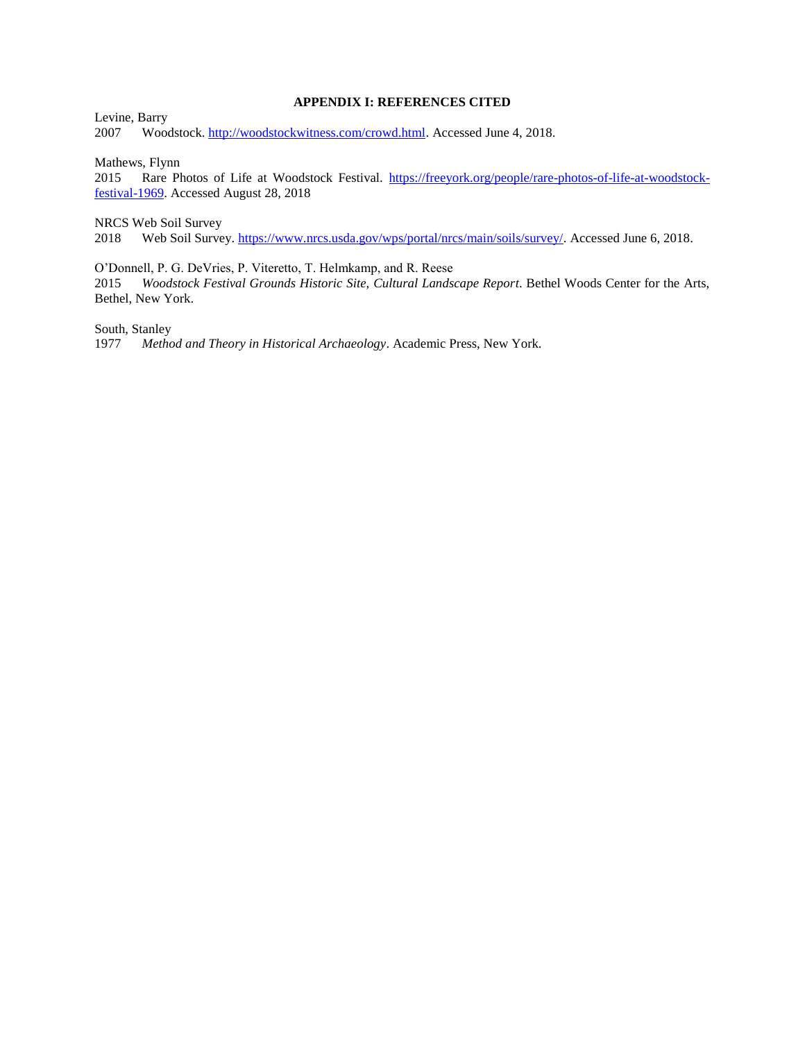## APPENDIX I: REFERENCES CITED

Levine, Barry
2007 Woodstock. [http://woodstockwitness.com/crowd.html](http://woodstockwitness.com/crowd.html). Accessed June 4, 2018.

Mathews, Flynn
2015 Rare Photos of Life at Woodstock Festival. [https://freeyork.org/people/rare-photos-of-life-at-woodstock-festival-1969](https://freeyork.org/people/rare-photos-of-life-at-woodstock-festival-1969). Accessed August 28, 2018

NRCS Web Soil Survey
2018 Web Soil Survey. [https://www.nrcs.usda.gov/wps/portal/nrcs/main/soils/survey/](https://www.nrcs.usda.gov/wps/portal/nrcs/main/soils/survey/). Accessed June 6, 2018.

O'Donnell, P. G. DeVries, P. Viteretto, T. Helmkamp, and R. Reese
2015 *Woodstock Festival Grounds Historic Site, Cultural Landscape Report*. Bethel Woods Center for the Arts, Bethel, New York.

South, Stanley
1977 *Method and Theory in Historical Archaeology*. Academic Press, New York.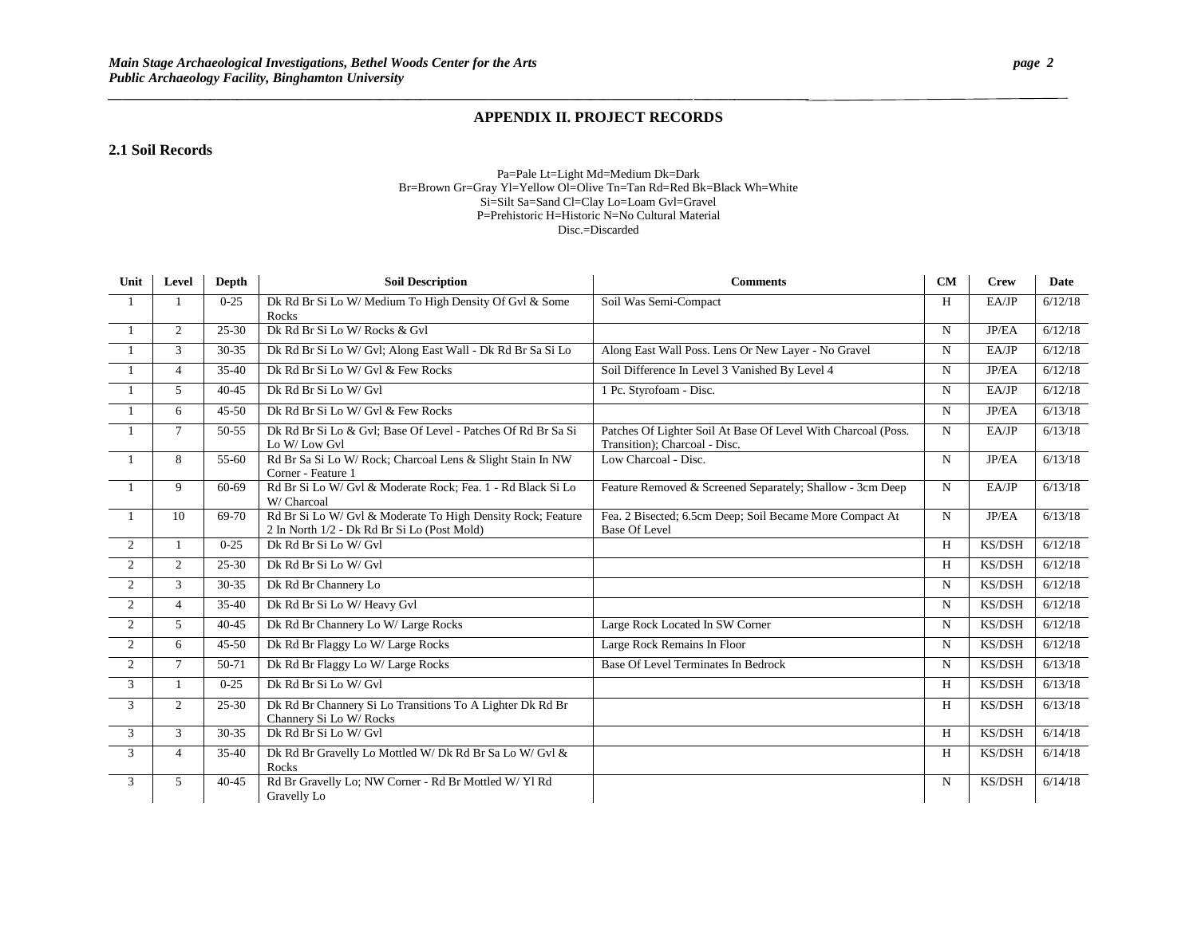# APPENDIX II. PROJECT RECORDS

## 2.1 Soil Records

Pa=Pale Lt=Light Md=Medium Dk=Dark
Br=Brown Gr=Gray Yl=Yellow Ol=Olive Tn=Tan Rd=Red Bk=Black Wh=White
Si=Silt Sa=Sand Cl=Clay Lo=Loam Gvl=Gravel
P=Prehistoric H=Historic N=No Cultural Material
Disc.=Discarded

| Unit | Level | Depth | Soil Description | Comments | CM | Crew | Date |
|---|---|---|---|---|---|---|---|
| 1 | 1 | 0-25 | Dk Rd Br Si Lo W/ Medium To High Density Of Gvl & Some Rocks | Soil Was Semi-Compact | H | EA/JP | 6/12/18 |
| 1 | 2 | 25-30 | Dk Rd Br Si Lo W/ Rocks & Gvl | | N | JP/EA | 6/12/18 |
| 1 | 3 | 30-35 | Dk Rd Br Si Lo W/ Gvl; Along East Wall - Dk Rd Br Sa Si Lo | Along East Wall Poss. Lens Or New Layer - No Gravel | N | EA/JP | 6/12/18 |
| 1 | 4 | 35-40 | Dk Rd Br Si Lo W/ Gvl & Few Rocks | Soil Difference In Level 3 Vanished By Level 4 | N | JP/EA | 6/12/18 |
| 1 | 5 | 40-45 | Dk Rd Br Si Lo W/ Gvl | 1 Pc. Styrofoam - Disc. | N | EA/JP | 6/12/18 |
| 1 | 6 | 45-50 | Dk Rd Br Si Lo W/ Gvl & Few Rocks | | N | JP/EA | 6/13/18 |
| 1 | 7 | 50-55 | Dk Rd Br Si Lo & Gvl; Base Of Level - Patches Of Rd Br Sa Si Lo W/ Low Gvl | Patches Of Lighter Soil At Base Of Level With Charcoal (Poss. Transition); Charcoal - Disc. | N | EA/JP | 6/13/18 |
| 1 | 8 | 55-60 | Rd Br Sa Si Lo W/ Rock; Charcoal Lens & Slight Stain In NW Corner - Feature 1 | Low Charcoal - Disc. | N | JP/EA | 6/13/18 |
| 1 | 9 | 60-69 | Rd Br Si Lo W/ Gvl & Moderate Rock; Fea. 1 - Rd Black Si Lo W/ Charcoal | Feature Removed & Screened Separately; Shallow - 3cm Deep | N | EA/JP | 6/13/18 |
| 1 | 10 | 69-70 | Rd Br Si Lo W/ Gvl & Moderate To High Density Rock; Feature 2 In North 1/2 - Dk Rd Br Si Lo (Post Mold) | Fea. 2 Bisected; 6.5cm Deep; Soil Became More Compact At Base Of Level | N | JP/EA | 6/13/18 |
| 2 | 1 | 0-25 | Dk Rd Br Si Lo W/ Gvl | | H | KS/DSH | 6/12/18 |
| 2 | 2 | 25-30 | Dk Rd Br Si Lo W/ Gvl | | H | KS/DSH | 6/12/18 |
| 2 | 3 | 30-35 | Dk Rd Br Channery Lo | | N | KS/DSH | 6/12/18 |
| 2 | 4 | 35-40 | Dk Rd Br Si Lo W/ Heavy Gvl | | N | KS/DSH | 6/12/18 |
| 2 | 5 | 40-45 | Dk Rd Br Channery Lo W/ Large Rocks | Large Rock Located In SW Corner | N | KS/DSH | 6/12/18 |
| 2 | 6 | 45-50 | Dk Rd Br Flaggy Lo W/ Large Rocks | Large Rock Remains In Floor | N | KS/DSH | 6/12/18 |
| 2 | 7 | 50-71 | Dk Rd Br Flaggy Lo W/ Large Rocks | Base Of Level Terminates In Bedrock | N | KS/DSH | 6/13/18 |
| 3 | 1 | 0-25 | Dk Rd Br Si Lo W/ Gvl | | H | KS/DSH | 6/13/18 |
| 3 | 2 | 25-30 | Dk Rd Br Channery Si Lo Transitions To A Lighter Dk Rd Br Channery Si Lo W/ Rocks | | H | KS/DSH | 6/13/18 |
| 3 | 3 | 30-35 | Dk Rd Br Si Lo W/ Gvl | | H | KS/DSH | 6/14/18 |
| 3 | 4 | 35-40 | Dk Rd Br Gravelly Lo Mottled W/ Dk Rd Br Sa Lo W/ Gvl & Rocks | | H | KS/DSH | 6/14/18 |
| 3 | 5 | 40-45 | Rd Br Gravelly Lo; NW Corner - Rd Br Mottled W/ Yl Rd Gravelly Lo | | N | KS/DSH | 6/14/18 |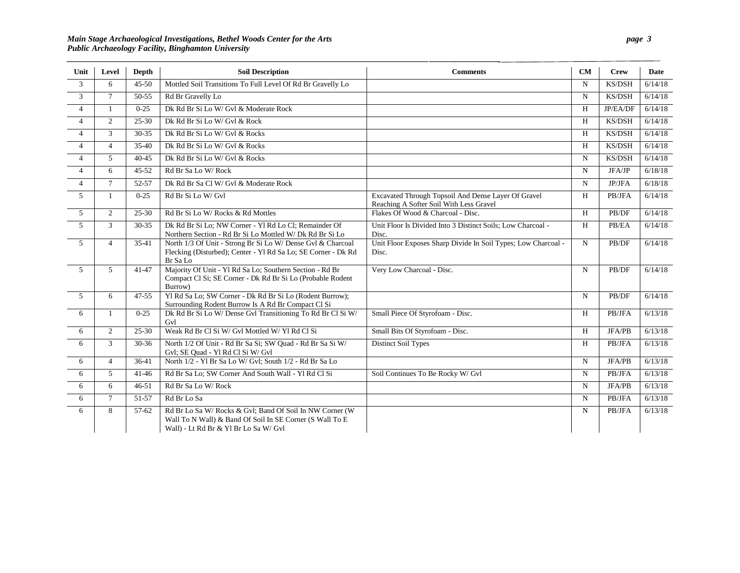| Unit | Level | Depth | Soil Description | Comments | CM | Crew | Date |
|---|---|---|---|---|---|---|---|
| 3 | 6 | 45-50 | Mottled Soil Transitions To Full Level Of Rd Br Gravelly Lo | | N | KS/DSH | 6/14/18 |
| 3 | 7 | 50-55 | Rd Br Gravelly Lo | | N | KS/DSH | 6/14/18 |
| 4 | 1 | 0-25 | Dk Rd Br Si Lo W/ Gvl & Moderate Rock | | H | JP/EA/DF | 6/14/18 |
| 4 | 2 | 25-30 | Dk Rd Br Si Lo W/ Gvl & Rock | | H | KS/DSH | 6/14/18 |
| 4 | 3 | 30-35 | Dk Rd Br Si Lo W/ Gvl & Rocks | | H | KS/DSH | 6/14/18 |
| 4 | 4 | 35-40 | Dk Rd Br Si Lo W/ Gvl & Rocks | | H | KS/DSH | 6/14/18 |
| 4 | 5 | 40-45 | Dk Rd Br Si Lo W/ Gvl & Rocks | | N | KS/DSH | 6/14/18 |
| 4 | 6 | 45-52 | Rd Br Sa Lo W/ Rock | | N | JFA/JP | 6/18/18 |
| 4 | 7 | 52-57 | Dk Rd Br Sa Cl W/ Gvl & Moderate Rock | | N | JP/JFA | 6/18/18 |
| 5 | 1 | 0-25 | Rd Br Si Lo W/ Gvl | Excavated Through Topsoil And Dense Layer Of Gravel Reaching A Softer Soil With Less Gravel | H | PB/JFA | 6/14/18 |
| 5 | 2 | 25-30 | Rd Br Si Lo W/ Rocks & Rd Mottles | Flakes Of Wood & Charcoal - Disc. | H | PB/DF | 6/14/18 |
| 5 | 3 | 30-35 | Dk Rd Br Si Lo; NW Corner - Yl Rd Lo Cl; Remainder Of Northern Section - Rd Br Si Lo Mottled W/ Dk Rd Br Si Lo | Unit Floor Is Divided Into 3 Distinct Soils; Low Charcoal - Disc. | H | PB/EA | 6/14/18 |
| 5 | 4 | 35-41 | North 1/3 Of Unit - Strong Br Si Lo W/ Dense Gvl & Charcoal Flecking (Disturbed); Center - Yl Rd Sa Lo; SE Corner - Dk Rd Br Sa Lo | Unit Floor Exposes Sharp Divide In Soil Types; Low Charcoal - Disc. | N | PB/DF | 6/14/18 |
| 5 | 5 | 41-47 | Majority Of Unit - Yl Rd Sa Lo; Southern Section - Rd Br Compact Cl Si; SE Corner - Dk Rd Br Si Lo (Probable Rodent Burrow) | Very Low Charcoal - Disc. | N | PB/DF | 6/14/18 |
| 5 | 6 | 47-55 | Yl Rd Sa Lo; SW Corner - Dk Rd Br Si Lo (Rodent Burrow); Surrounding Rodent Burrow Is A Rd Br Compact Cl Si | | N | PB/DF | 6/14/18 |
| 6 | 1 | 0-25 | Dk Rd Br Si Lo W/ Dense Gvl Transitioning To Rd Br Cl Si W/ Gvl | Small Piece Of Styrofoam - Disc. | H | PB/JFA | 6/13/18 |
| 6 | 2 | 25-30 | Weak Rd Br Cl Si W/ Gvl Mottled W/ Yl Rd Cl Si | Small Bits Of Styrofoam - Disc. | H | JFA/PB | 6/13/18 |
| 6 | 3 | 30-36 | North 1/2 Of Unit - Rd Br Sa Si; SW Quad - Rd Br Sa Si W/ Gvl; SE Quad - Yl Rd Cl Si W/ Gvl | Distinct Soil Types | H | PB/JFA | 6/13/18 |
| 6 | 4 | 36-41 | North 1/2 - Yl Br Sa Lo W/ Gvl; South 1/2 - Rd Br Sa Lo | | N | JFA/PB | 6/13/18 |
| 6 | 5 | 41-46 | Rd Br Sa Lo; SW Corner And South Wall - Yl Rd Cl Si | Soil Continues To Be Rocky W/ Gvl | N | PB/JFA | 6/13/18 |
| 6 | 6 | 46-51 | Rd Br Sa Lo W/ Rock | | N | JFA/PB | 6/13/18 |
| 6 | 7 | 51-57 | Rd Br Lo Sa | | N | PB/JFA | 6/13/18 |
| 6 | 8 | 57-62 | Rd Br Lo Sa W/ Rocks & Gvl; Band Of Soil In NW Corner (W Wall To N Wall) & Band Of Soil In SE Corner (S Wall To E Wall) - Lt Rd Br & Yl Br Lo Sa W/ Gvl | | N | PB/JFA | 6/13/18 |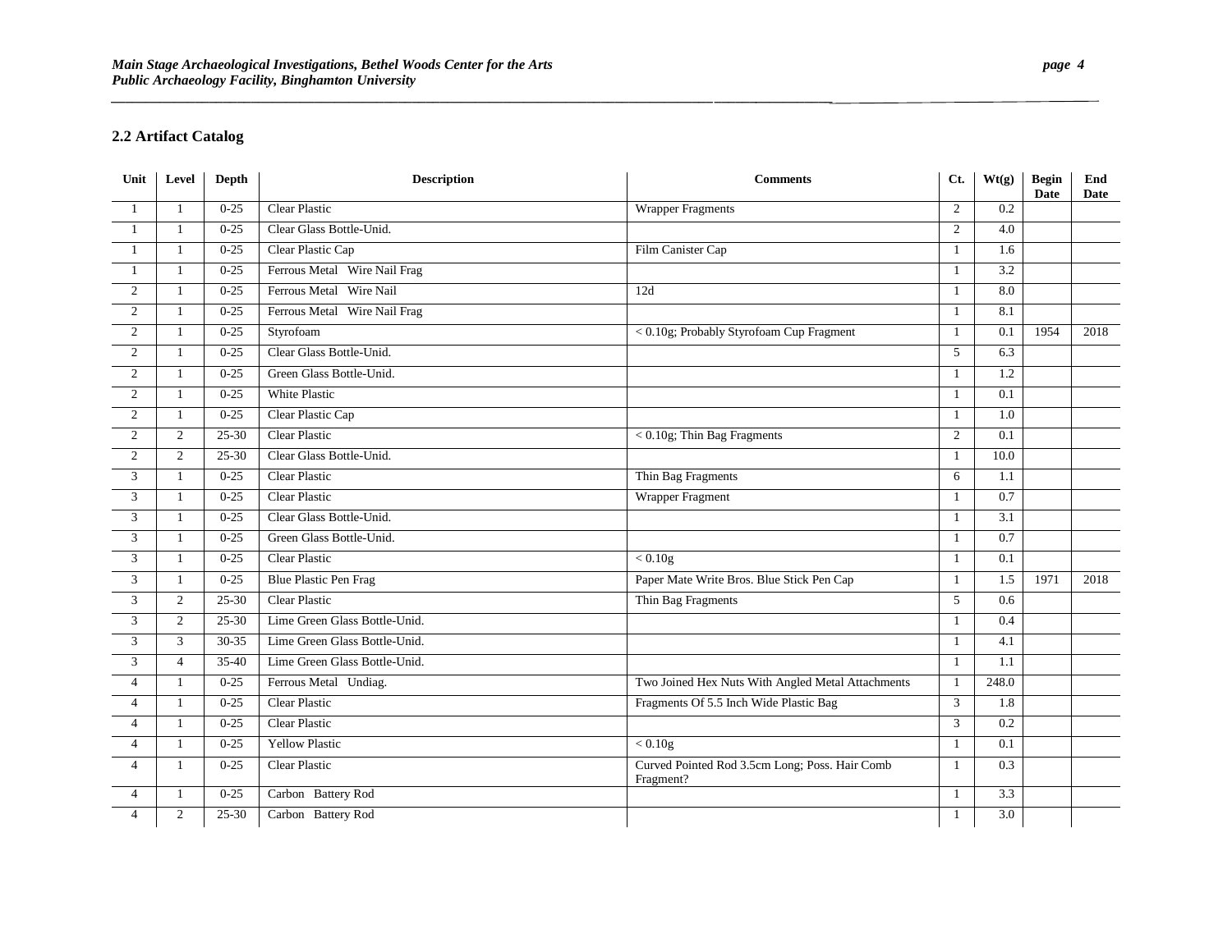## 2.2 Artifact Catalog

| Unit | Level | Depth | Description | Comments | Ct. | Wt(g) | Begin Date | End Date |
|---|---|---|---|---|---|---|---|---|
| 1 | 1 | 0-25 | Clear Plastic | Wrapper Fragments | 2 | 0.2 | | |
| 1 | 1 | 0-25 | Clear Glass Bottle-Unid. | | 2 | 4.0 | | |
| 1 | 1 | 0-25 | Clear Plastic Cap | Film Canister Cap | 1 | 1.6 | | |
| 1 | 1 | 0-25 | Ferrous Metal Wire Nail Frag | | 1 | 3.2 | | |
| 2 | 1 | 0-25 | Ferrous Metal Wire Nail | 12d | 1 | 8.0 | | |
| 2 | 1 | 0-25 | Ferrous Metal Wire Nail Frag | | 1 | 8.1 | | |
| 2 | 1 | 0-25 | Styrofoam | < 0.10g; Probably Styrofoam Cup Fragment | 1 | 0.1 | 1954 | 2018 |
| 2 | 1 | 0-25 | Clear Glass Bottle-Unid. | | 5 | 6.3 | | |
| 2 | 1 | 0-25 | Green Glass Bottle-Unid. | | 1 | 1.2 | | |
| 2 | 1 | 0-25 | White Plastic | | 1 | 0.1 | | |
| 2 | 1 | 0-25 | Clear Plastic Cap | | 1 | 1.0 | | |
| 2 | 2 | 25-30 | Clear Plastic | < 0.10g; Thin Bag Fragments | 2 | 0.1 | | |
| 2 | 2 | 25-30 | Clear Glass Bottle-Unid. | | 1 | 10.0 | | |
| 3 | 1 | 0-25 | Clear Plastic | Thin Bag Fragments | 6 | 1.1 | | |
| 3 | 1 | 0-25 | Clear Plastic | Wrapper Fragment | 1 | 0.7 | | |
| 3 | 1 | 0-25 | Clear Glass Bottle-Unid. | | 1 | 3.1 | | |
| 3 | 1 | 0-25 | Green Glass Bottle-Unid. | | 1 | 0.7 | | |
| 3 | 1 | 0-25 | Clear Plastic | < 0.10g | 1 | 0.1 | | |
| 3 | 1 | 0-25 | Blue Plastic Pen Frag | Paper Mate Write Bros. Blue Stick Pen Cap | 1 | 1.5 | 1971 | 2018 |
| 3 | 2 | 25-30 | Clear Plastic | Thin Bag Fragments | 5 | 0.6 | | |
| 3 | 2 | 25-30 | Lime Green Glass Bottle-Unid. | | 1 | 0.4 | | |
| 3 | 3 | 30-35 | Lime Green Glass Bottle-Unid. | | 1 | 4.1 | | |
| 3 | 4 | 35-40 | Lime Green Glass Bottle-Unid. | | 1 | 1.1 | | |
| 4 | 1 | 0-25 | Ferrous Metal Undiag. | Two Joined Hex Nuts With Angled Metal Attachments | 1 | 248.0 | | |
| 4 | 1 | 0-25 | Clear Plastic | Fragments Of 5.5 Inch Wide Plastic Bag | 3 | 1.8 | | |
| 4 | 1 | 0-25 | Clear Plastic | | 3 | 0.2 | | |
| 4 | 1 | 0-25 | Yellow Plastic | < 0.10g | 1 | 0.1 | | |
| 4 | 1 | 0-25 | Clear Plastic | Curved Pointed Rod 3.5cm Long; Poss. Hair Comb Fragment? | 1 | 0.3 | | |
| 4 | 1 | 0-25 | Carbon Battery Rod | | 1 | 3.3 | | |
| 4 | 2 | 25-30 | Carbon Battery Rod | | 1 | 3.0 | | |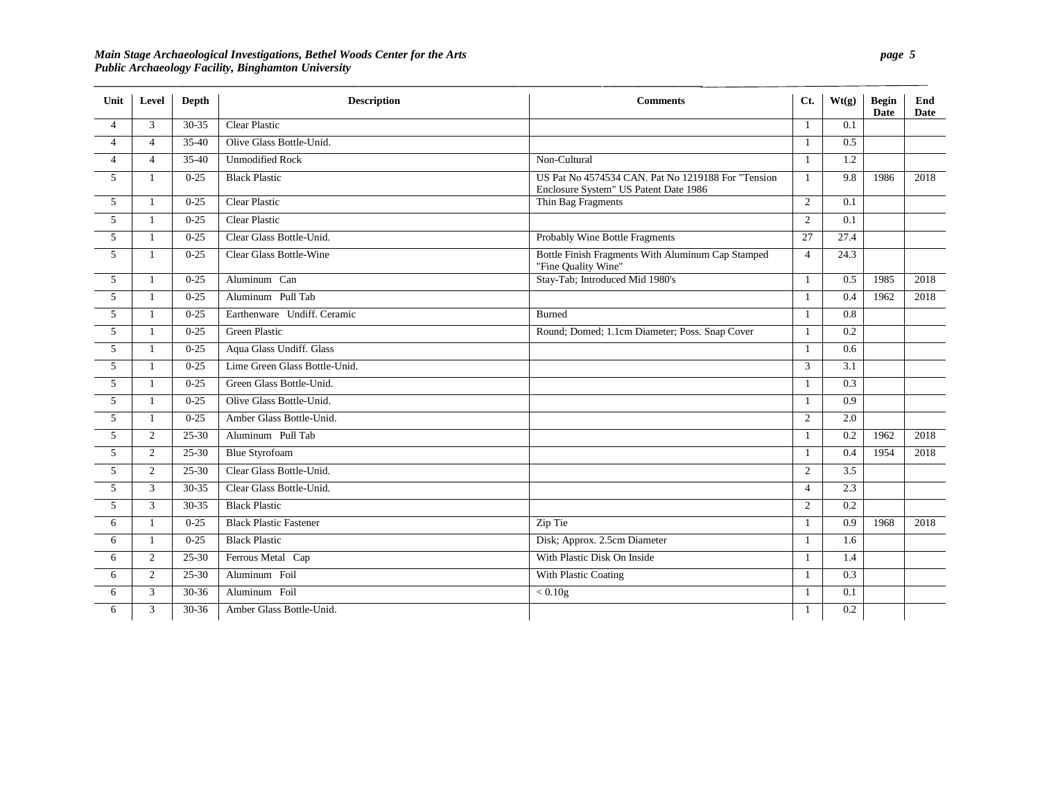| Unit | Level | Depth | Description | Comments | Ct. | Wt(g) | Begin Date | End Date |
|---|---|---|---|---|---|---|---|---|
| 4 | 3 | 30-35 | Clear Plastic | | 1 | 0.1 | | |
| 4 | 4 | 35-40 | Olive Glass Bottle-Unid. | | 1 | 0.5 | | |
| 4 | 4 | 35-40 | Unmodified Rock | Non-Cultural | 1 | 1.2 | | |
| 5 | 1 | 0-25 | Black Plastic | US Pat No 4574534 CAN. Pat No 1219188 For "Tension Enclosure System" US Patent Date 1986 | 1 | 9.8 | 1986 | 2018 |
| 5 | 1 | 0-25 | Clear Plastic | Thin Bag Fragments | 2 | 0.1 | | |
| 5 | 1 | 0-25 | Clear Plastic | | 2 | 0.1 | | |
| 5 | 1 | 0-25 | Clear Glass Bottle-Unid. | Probably Wine Bottle Fragments | 27 | 27.4 | | |
| 5 | 1 | 0-25 | Clear Glass Bottle-Wine | Bottle Finish Fragments With Aluminum Cap Stamped "Fine Quality Wine" | 4 | 24.3 | | |
| 5 | 1 | 0-25 | Aluminum Can | Stay-Tab; Introduced Mid 1980's | 1 | 0.5 | 1985 | 2018 |
| 5 | 1 | 0-25 | Aluminum Pull Tab | | 1 | 0.4 | 1962 | 2018 |
| 5 | 1 | 0-25 | Earthenware Undiff. Ceramic | Burned | 1 | 0.8 | | |
| 5 | 1 | 0-25 | Green Plastic | Round; Domed; 1.1cm Diameter; Poss. Snap Cover | 1 | 0.2 | | |
| 5 | 1 | 0-25 | Aqua Glass Undiff. Glass | | 1 | 0.6 | | |
| 5 | 1 | 0-25 | Lime Green Glass Bottle-Unid. | | 3 | 3.1 | | |
| 5 | 1 | 0-25 | Green Glass Bottle-Unid. | | 1 | 0.3 | | |
| 5 | 1 | 0-25 | Olive Glass Bottle-Unid. | | 1 | 0.9 | | |
| 5 | 1 | 0-25 | Amber Glass Bottle-Unid. | | 2 | 2.0 | | |
| 5 | 2 | 25-30 | Aluminum Pull Tab | | 1 | 0.2 | 1962 | 2018 |
| 5 | 2 | 25-30 | Blue Styrofoam | | 1 | 0.4 | 1954 | 2018 |
| 5 | 2 | 25-30 | Clear Glass Bottle-Unid. | | 2 | 3.5 | | |
| 5 | 3 | 30-35 | Clear Glass Bottle-Unid. | | 4 | 2.3 | | |
| 5 | 3 | 30-35 | Black Plastic | | 2 | 0.2 | | |
| 6 | 1 | 0-25 | Black Plastic Fastener | Zip Tie | 1 | 0.9 | 1968 | 2018 |
| 6 | 1 | 0-25 | Black Plastic | Disk; Approx. 2.5cm Diameter | 1 | 1.6 | | |
| 6 | 2 | 25-30 | Ferrous Metal Cap | With Plastic Disk On Inside | 1 | 1.4 | | |
| 6 | 2 | 25-30 | Aluminum Foil | With Plastic Coating | 1 | 0.3 | | |
| 6 | 3 | 30-36 | Aluminum Foil | < 0.10g | 1 | 0.1 | | |
| 6 | 3 | 30-36 | Amber Glass Bottle-Unid. | | 1 | 0.2 | | |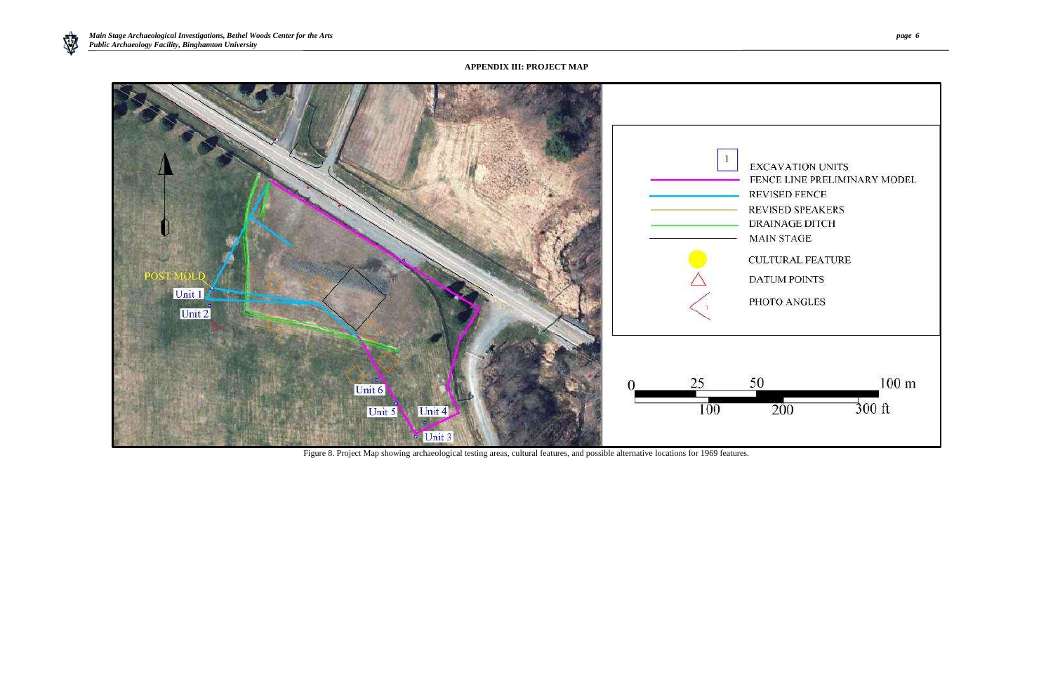## APPENDIX III: PROJECT MAP

POST MOLD

Unit 1

Unit 2

Unit 6

Unit 5

Unit 4

Unit 3

1 EXCAVATION UNITS

FENCE LINE PRELIMINARY MODEL

REVISED FENCE

REVISED SPEAKERS

DRAINAGE DITCH

MAIN STAGE

CULTURAL FEATURE

DATUM POINTS

PHOTO ANGLES

0 25 50 100 m

100 200 300 ft

Figure 8. Project Map showing archaeological testing areas, cultural features, and possible alternative locations for 1969 features.